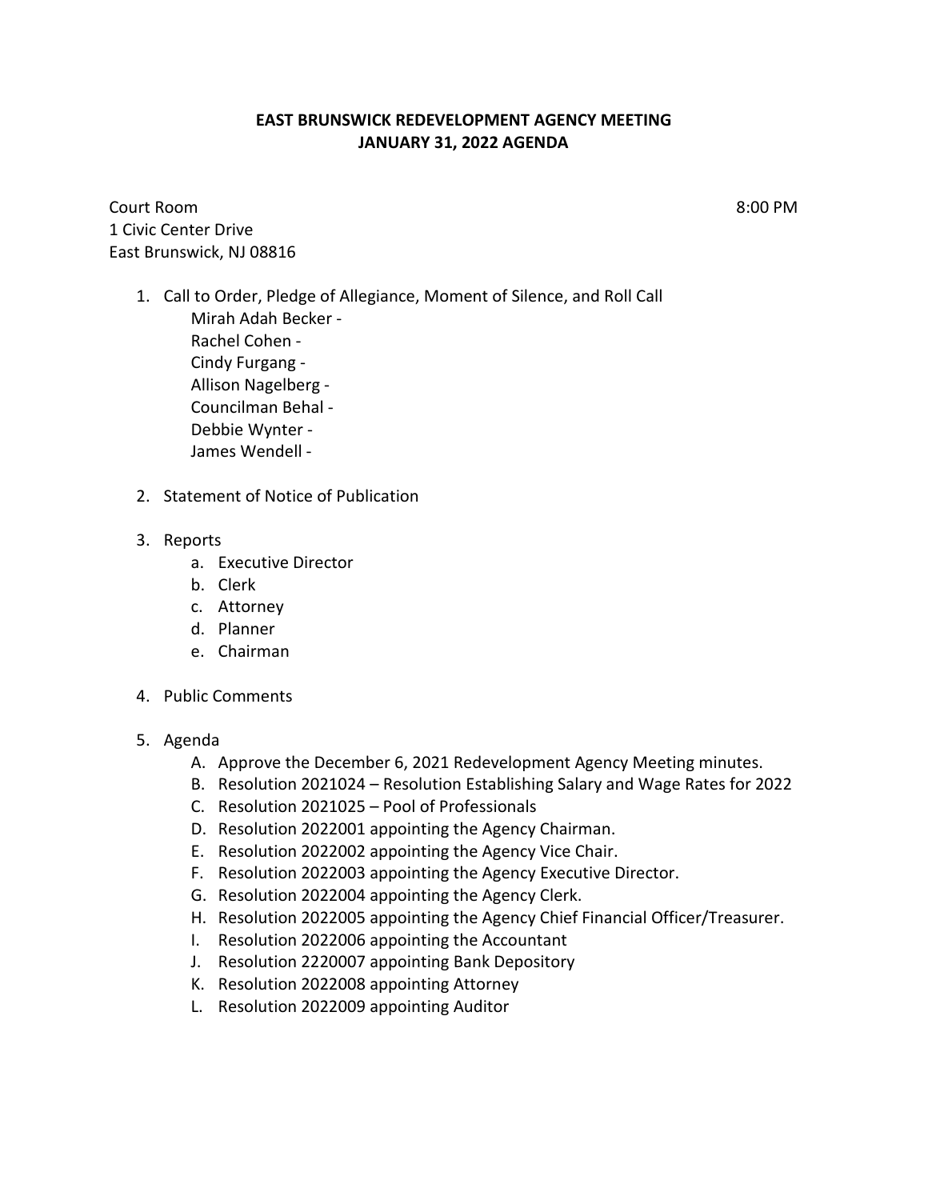# EAST BRUNSWICK REDEVELOPMENT AGENCY MEETING
# JANUARY 31, 2022 AGENDA

Court Room 8:00 PM
1 Civic Center Drive
East Brunswick, NJ 08816

1. Call to Order, Pledge of Allegiance, Moment of Silence, and Roll Call
   - Mirah Adah Becker -
   - Rachel Cohen -
   - Cindy Furgang -
   - Allison Nagelberg -
   - Councilman Behal -
   - Debbie Wynter -
   - James Wendell -

2. Statement of Notice of Publication

3. Reports
   a. Executive Director
   b. Clerk
   c. Attorney
   d. Planner
   e. Chairman

4. Public Comments

5. Agenda
   A. Approve the December 6, 2021 Redevelopment Agency Meeting minutes.
   B. Resolution 2021024 – Resolution Establishing Salary and Wage Rates for 2022
   C. Resolution 2021025 – Pool of Professionals
   D. Resolution 2022001 appointing the Agency Chairman.
   E. Resolution 2022002 appointing the Agency Vice Chair.
   F. Resolution 2022003 appointing the Agency Executive Director.
   G. Resolution 2022004 appointing the Agency Clerk.
   H. Resolution 2022005 appointing the Agency Chief Financial Officer/Treasurer.
   I. Resolution 2022006 appointing the Accountant
   J. Resolution 2220007 appointing Bank Depository
   K. Resolution 2022008 appointing Attorney
   L. Resolution 2022009 appointing Auditor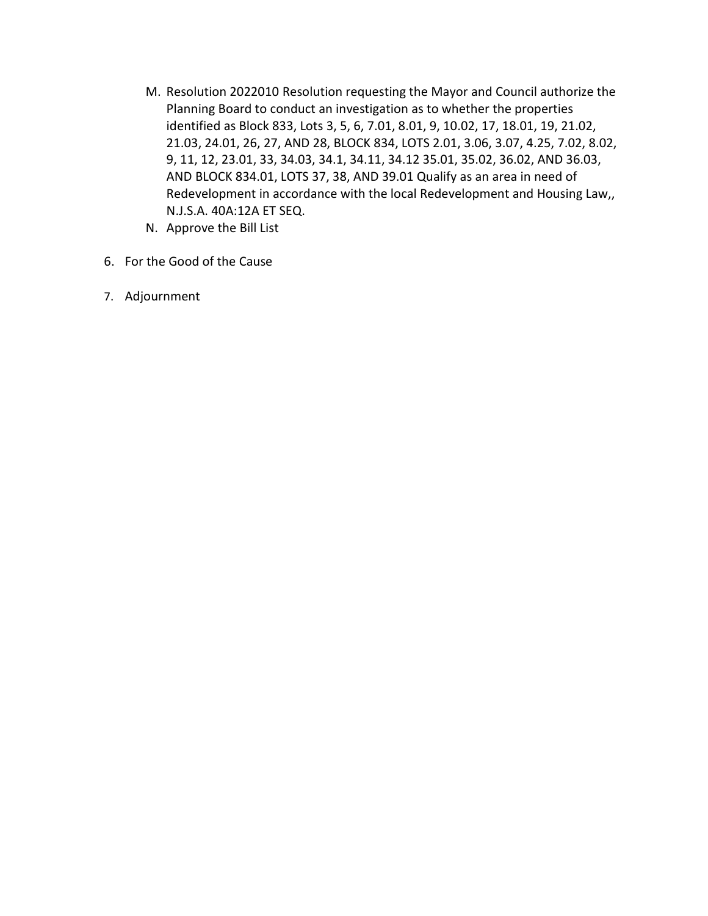M. Resolution 2022010 Resolution requesting the Mayor and Council authorize the Planning Board to conduct an investigation as to whether the properties identified as Block 833, Lots 3, 5, 6, 7.01, 8.01, 9, 10.02, 17, 18.01, 19, 21.02, 21.03, 24.01, 26, 27, AND 28, BLOCK 834, LOTS 2.01, 3.06, 3.07, 4.25, 7.02, 8.02, 9, 11, 12, 23.01, 33, 34.03, 34.1, 34.11, 34.12 35.01, 35.02, 36.02, AND 36.03, AND BLOCK 834.01, LOTS 37, 38, AND 39.01 Qualify as an area in need of Redevelopment in accordance with the local Redevelopment and Housing Law,, N.J.S.A. 40A:12A ET SEQ.

N. Approve the Bill List

6. For the Good of the Cause

7. Adjournment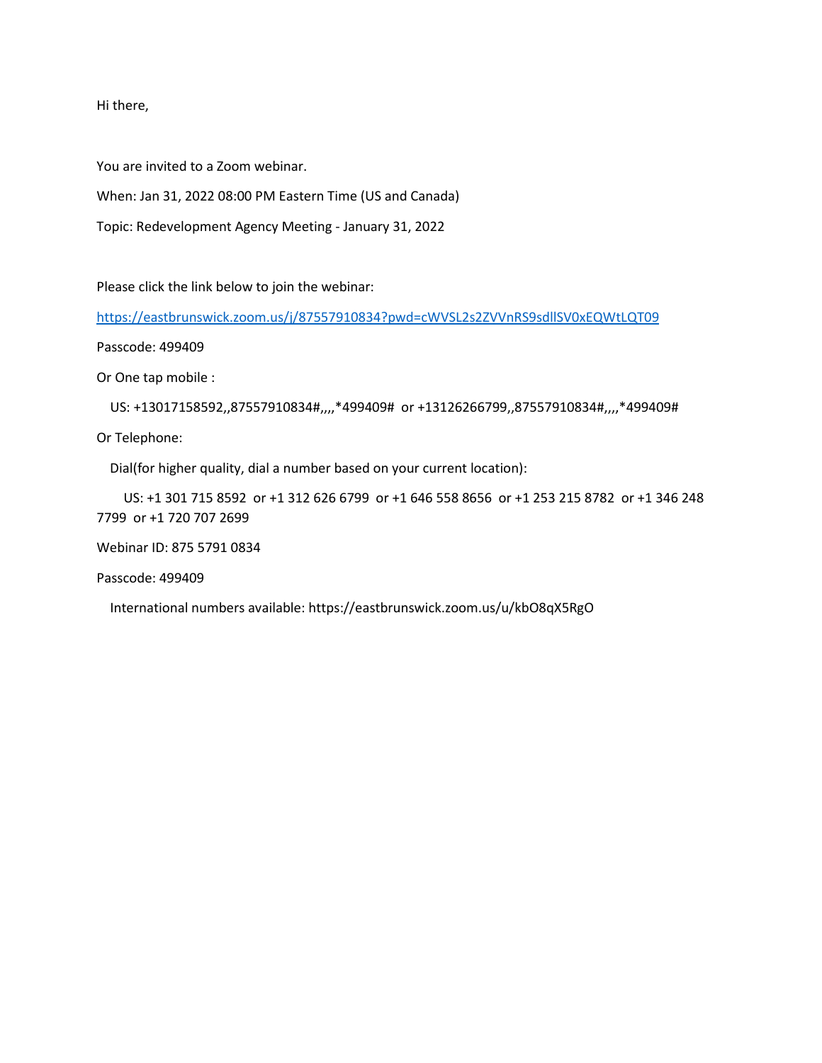Hi there,

You are invited to a Zoom webinar.

When: Jan 31, 2022 08:00 PM Eastern Time (US and Canada)

Topic: Redevelopment Agency Meeting - January 31, 2022

Please click the link below to join the webinar:

https://eastbrunswick.zoom.us/j/87557910834?pwd=cWVSL2s2ZVVnRS9sdllSV0xEQWtLQT09

Passcode: 499409

Or One tap mobile :

US: +13017158592,,87557910834#,,,,*499409# or +13126266799,,87557910834#,,,,*499409#

Or Telephone:

Dial(for higher quality, dial a number based on your current location):

US: +1 301 715 8592 or +1 312 626 6799 or +1 646 558 8656 or +1 253 215 8782 or +1 346 248 7799 or +1 720 707 2699

Webinar ID: 875 5791 0834

Passcode: 499409

International numbers available: https://eastbrunswick.zoom.us/u/kbO8qX5RgO